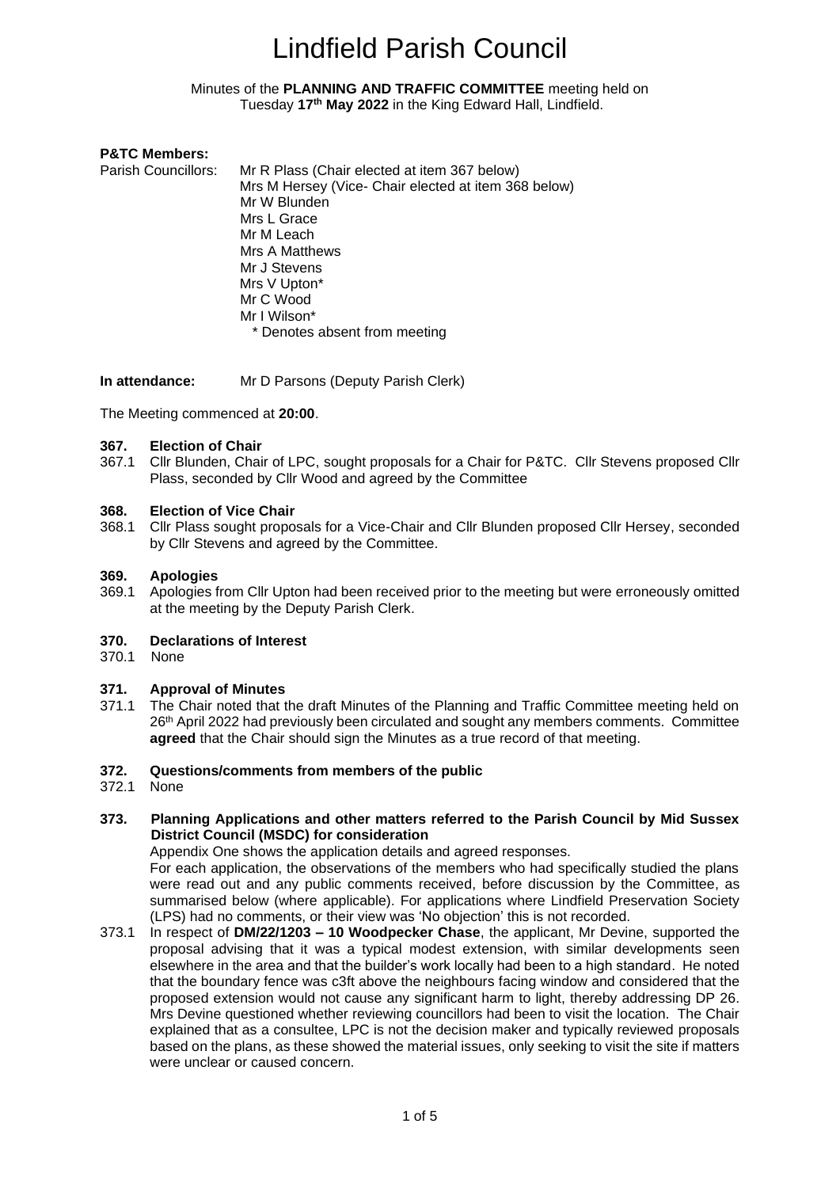# Lindfield Parish Council

Minutes of the **PLANNING AND TRAFFIC COMMITTEE** meeting held on
Tuesday **17th May 2022** in the King Edward Hall, Lindfield.

**P&TC Members:**

Parish Councillors:
- Mr R Plass (Chair elected at item 367 below)
- Mrs M Hersey (Vice- Chair elected at item 368 below)
- Mr W Blunden
- Mrs L Grace
- Mr M Leach
- Mrs A Matthews
- Mr J Stevens
- Mrs V Upton*
- Mr C Wood
- Mr I Wilson*

\* Denotes absent from meeting

**In attendance:** Mr D Parsons (Deputy Parish Clerk)

The Meeting commenced at **20:00**.

### 367. Election of Chair

367.1 Cllr Blunden, Chair of LPC, sought proposals for a Chair for P&TC. Cllr Stevens proposed Cllr Plass, seconded by Cllr Wood and agreed by the Committee

### 368. Election of Vice Chair

368.1 Cllr Plass sought proposals for a Vice-Chair and Cllr Blunden proposed Cllr Hersey, seconded by Cllr Stevens and agreed by the Committee.

### 369. Apologies

369.1 Apologies from Cllr Upton had been received prior to the meeting but were erroneously omitted at the meeting by the Deputy Parish Clerk.

### 370. Declarations of Interest

370.1 None

### 371. Approval of Minutes

371.1 The Chair noted that the draft Minutes of the Planning and Traffic Committee meeting held on 26th April 2022 had previously been circulated and sought any members comments. Committee **agreed** that the Chair should sign the Minutes as a true record of that meeting.

### 372. Questions/comments from members of the public

372.1 None

### 373. Planning Applications and other matters referred to the Parish Council by Mid Sussex District Council (MSDC) for consideration

Appendix One shows the application details and agreed responses.

For each application, the observations of the members who had specifically studied the plans were read out and any public comments received, before discussion by the Committee, as summarised below (where applicable). For applications where Lindfield Preservation Society (LPS) had no comments, or their view was 'No objection' this is not recorded.

373.1 In respect of **DM/22/1203 – 10 Woodpecker Chase**, the applicant, Mr Devine, supported the proposal advising that it was a typical modest extension, with similar developments seen elsewhere in the area and that the builder's work locally had been to a high standard. He noted that the boundary fence was c3ft above the neighbours facing window and considered that the proposed extension would not cause any significant harm to light, thereby addressing DP 26. Mrs Devine questioned whether reviewing councillors had been to visit the location. The Chair explained that as a consultee, LPC is not the decision maker and typically reviewed proposals based on the plans, as these showed the material issues, only seeking to visit the site if matters were unclear or caused concern.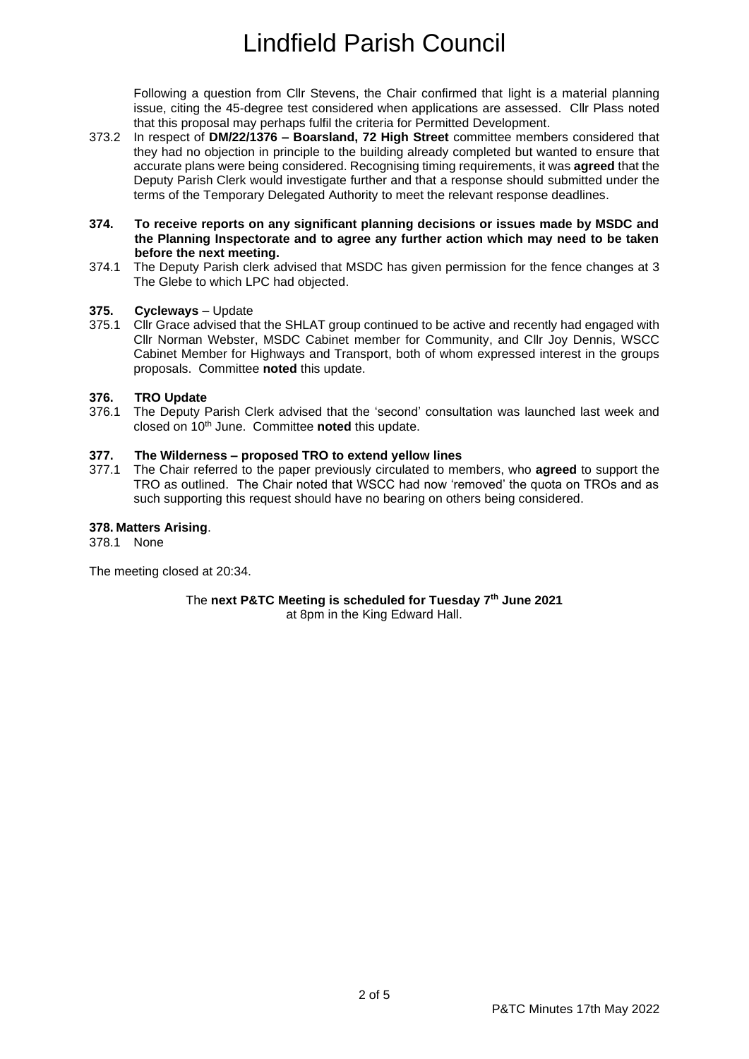Following a question from Cllr Stevens, the Chair confirmed that light is a material planning issue, citing the 45-degree test considered when applications are assessed. Cllr Plass noted that this proposal may perhaps fulfil the criteria for Permitted Development.

373.2 In respect of **DM/22/1376 – Boarsland, 72 High Street** committee members considered that they had no objection in principle to the building already completed but wanted to ensure that accurate plans were being considered. Recognising timing requirements, it was **agreed** that the Deputy Parish Clerk would investigate further and that a response should submitted under the terms of the Temporary Delegated Authority to meet the relevant response deadlines.

**374. To receive reports on any significant planning decisions or issues made by MSDC and the Planning Inspectorate and to agree any further action which may need to be taken before the next meeting.**

374.1 The Deputy Parish clerk advised that MSDC has given permission for the fence changes at 3 The Glebe to which LPC had objected.

**375. Cycleways** – Update

375.1 Cllr Grace advised that the SHLAT group continued to be active and recently had engaged with Cllr Norman Webster, MSDC Cabinet member for Community, and Cllr Joy Dennis, WSCC Cabinet Member for Highways and Transport, both of whom expressed interest in the groups proposals. Committee **noted** this update.

**376. TRO Update**

376.1 The Deputy Parish Clerk advised that the 'second' consultation was launched last week and closed on 10th June. Committee **noted** this update.

**377. The Wilderness – proposed TRO to extend yellow lines**

377.1 The Chair referred to the paper previously circulated to members, who **agreed** to support the TRO as outlined. The Chair noted that WSCC had now 'removed' the quota on TROs and as such supporting this request should have no bearing on others being considered.

**378. Matters Arising**.

378.1 None

The meeting closed at 20:34.

The **next P&TC Meeting is scheduled for Tuesday 7th June 2021** at 8pm in the King Edward Hall.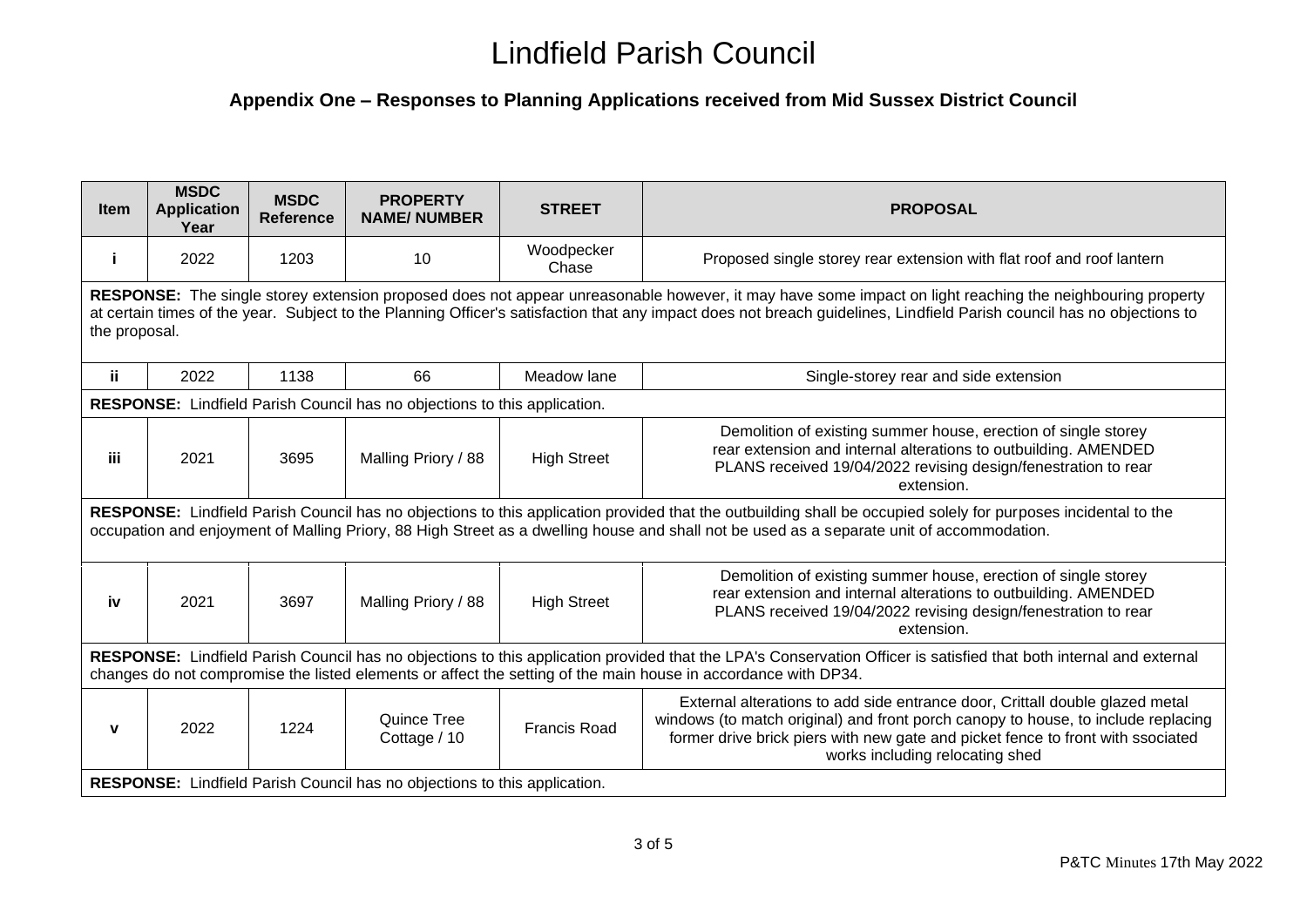# Lindfield Parish Council

## Appendix One – Responses to Planning Applications received from Mid Sussex District Council

| Item | MSDC Application Year | MSDC Reference | PROPERTY NAME/ NUMBER | STREET | PROPOSAL |
|---|---|---|---|---|---|
| i | 2022 | 1203 | 10 | Woodpecker Chase | Proposed single storey rear extension with flat roof and roof lantern |
| **RESPONSE:** The single storey extension proposed does not appear unreasonable however, it may have some impact on light reaching the neighbouring property at certain times of the year. Subject to the Planning Officer's satisfaction that any impact does not breach guidelines, Lindfield Parish council has no objections to the proposal. | | | | | |
| ii | 2022 | 1138 | 66 | Meadow lane | Single-storey rear and side extension |
| **RESPONSE:** Lindfield Parish Council has no objections to this application. | | | | | |
| iii | 2021 | 3695 | Malling Priory / 88 | High Street | Demolition of existing summer house, erection of single storey rear extension and internal alterations to outbuilding. AMENDED PLANS received 19/04/2022 revising design/fenestration to rear extension. |
| **RESPONSE:** Lindfield Parish Council has no objections to this application provided that the outbuilding shall be occupied solely for purposes incidental to the occupation and enjoyment of Malling Priory, 88 High Street as a dwelling house and shall not be used as a separate unit of accommodation. | | | | | |
| iv | 2021 | 3697 | Malling Priory / 88 | High Street | Demolition of existing summer house, erection of single storey rear extension and internal alterations to outbuilding. AMENDED PLANS received 19/04/2022 revising design/fenestration to rear extension. |
| **RESPONSE:** Lindfield Parish Council has no objections to this application provided that the LPA's Conservation Officer is satisfied that both internal and external changes do not compromise the listed elements or affect the setting of the main house in accordance with DP34. | | | | | |
| v | 2022 | 1224 | Quince Tree Cottage / 10 | Francis Road | External alterations to add side entrance door, Crittall double glazed metal windows (to match original) and front porch canopy to house, to include replacing former drive brick piers with new gate and picket fence to front with ssociated works including relocating shed |
| **RESPONSE:** Lindfield Parish Council has no objections to this application. | | | | | |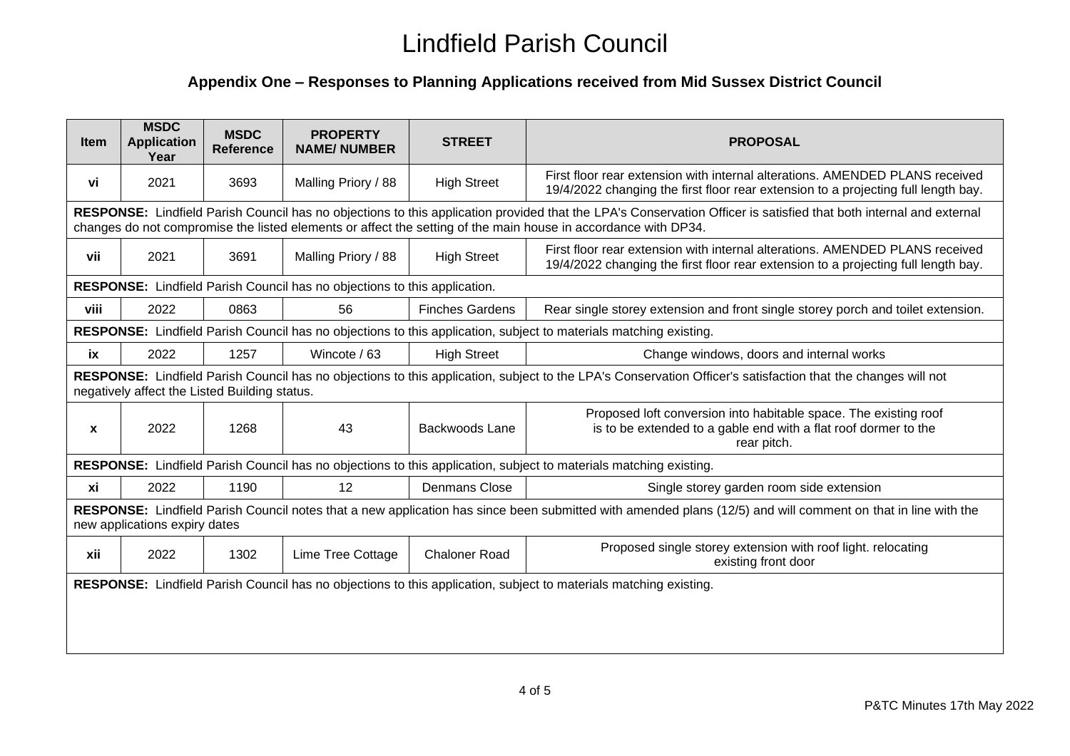# Lindfield Parish Council

## Appendix One – Responses to Planning Applications received from Mid Sussex District Council

| Item | MSDC Application Year | MSDC Reference | PROPERTY NAME/ NUMBER | STREET | PROPOSAL |
|---|---|---|---|---|---|
| vi | 2021 | 3693 | Malling Priory / 88 | High Street | First floor rear extension with internal alterations. AMENDED PLANS received 19/4/2022 changing the first floor rear extension to a projecting full length bay. |
| **RESPONSE:** Lindfield Parish Council has no objections to this application provided that the LPA's Conservation Officer is satisfied that both internal and external changes do not compromise the listed elements or affect the setting of the main house in accordance with DP34. | | | | | |
| vii | 2021 | 3691 | Malling Priory / 88 | High Street | First floor rear extension with internal alterations. AMENDED PLANS received 19/4/2022 changing the first floor rear extension to a projecting full length bay. |
| **RESPONSE:** Lindfield Parish Council has no objections to this application. | | | | | |
| viii | 2022 | 0863 | 56 | Finches Gardens | Rear single storey extension and front single storey porch and toilet extension. |
| **RESPONSE:** Lindfield Parish Council has no objections to this application, subject to materials matching existing. | | | | | |
| ix | 2022 | 1257 | Wincote / 63 | High Street | Change windows, doors and internal works |
| **RESPONSE:** Lindfield Parish Council has no objections to this application, subject to the LPA's Conservation Officer's satisfaction that the changes will not negatively affect the Listed Building status. | | | | | |
| x | 2022 | 1268 | 43 | Backwoods Lane | Proposed loft conversion into habitable space. The existing roof is to be extended to a gable end with a flat roof dormer to the rear pitch. |
| **RESPONSE:** Lindfield Parish Council has no objections to this application, subject to materials matching existing. | | | | | |
| xi | 2022 | 1190 | 12 | Denmans Close | Single storey garden room side extension |
| **RESPONSE:** Lindfield Parish Council notes that a new application has since been submitted with amended plans (12/5) and will comment on that in line with the new applications expiry dates | | | | | |
| xii | 2022 | 1302 | Lime Tree Cottage | Chaloner Road | Proposed single storey extension with roof light. relocating existing front door |
| **RESPONSE:** Lindfield Parish Council has no objections to this application, subject to materials matching existing. | | | | | |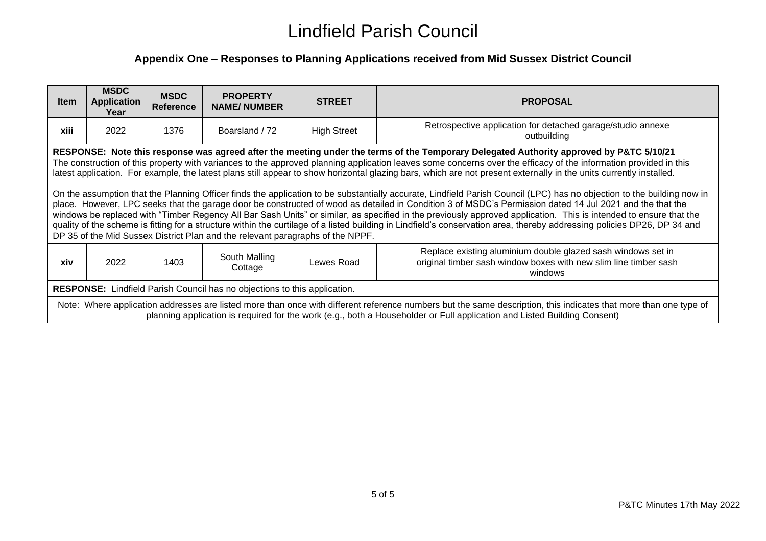# Lindfield Parish Council

## Appendix One – Responses to Planning Applications received from Mid Sussex District Council

| Item | MSDC Application Year | MSDC Reference | PROPERTY NAME/ NUMBER | STREET | PROPOSAL |
|---|---|---|---|---|---|
| xiii | 2022 | 1376 | Boarsland / 72 | High Street | Retrospective application for detached garage/studio annexe outbuilding |
| **RESPONSE: Note this response was agreed after the meeting under the terms of the Temporary Delegated Authority approved by P&TC 5/10/21** The construction of this property with variances to the approved planning application leaves some concerns over the efficacy of the information provided in this latest application. For example, the latest plans still appear to show horizontal glazing bars, which are not present externally in the units currently installed. On the assumption that the Planning Officer finds the application to be substantially accurate, Lindfield Parish Council (LPC) has no objection to the building now in place. However, LPC seeks that the garage door be constructed of wood as detailed in Condition 3 of MSDC's Permission dated 14 Jul 2021 and the that the windows be replaced with "Timber Regency All Bar Sash Units" or similar, as specified in the previously approved application. This is intended to ensure that the quality of the scheme is fitting for a structure within the curtilage of a listed building in Lindfield's conservation area, thereby addressing policies DP26, DP 34 and DP 35 of the Mid Sussex District Plan and the relevant paragraphs of the NPPF. | | | | | |
| xiv | 2022 | 1403 | South Malling Cottage | Lewes Road | Replace existing aluminium double glazed sash windows set in original timber sash window boxes with new slim line timber sash windows |
| **RESPONSE:** Lindfield Parish Council has no objections to this application. | | | | | |
| Note: Where application addresses are listed more than once with different reference numbers but the same description, this indicates that more than one type of planning application is required for the work (e.g., both a Householder or Full application and Listed Building Consent) | | | | | |

P&TC Minutes 17th May 2022